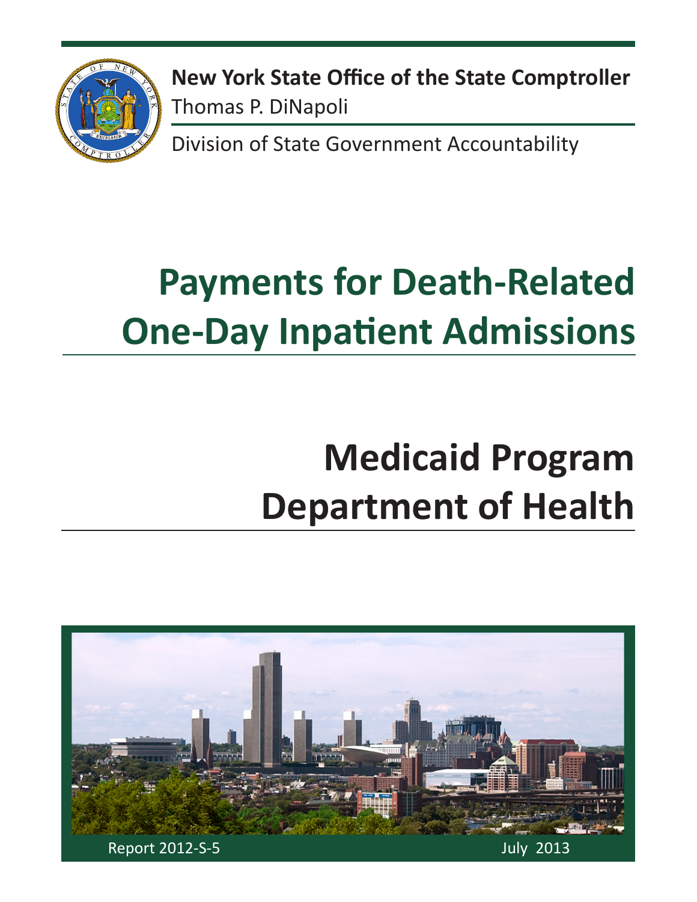**New York State Office of the State Comptroller**
Thomas P. DiNapoli

Division of State Government Accountability

# Payments for Death-Related One-Day Inpatient Admissions

# Medicaid Program
# Department of Health

Report 2012-S-5

July 2013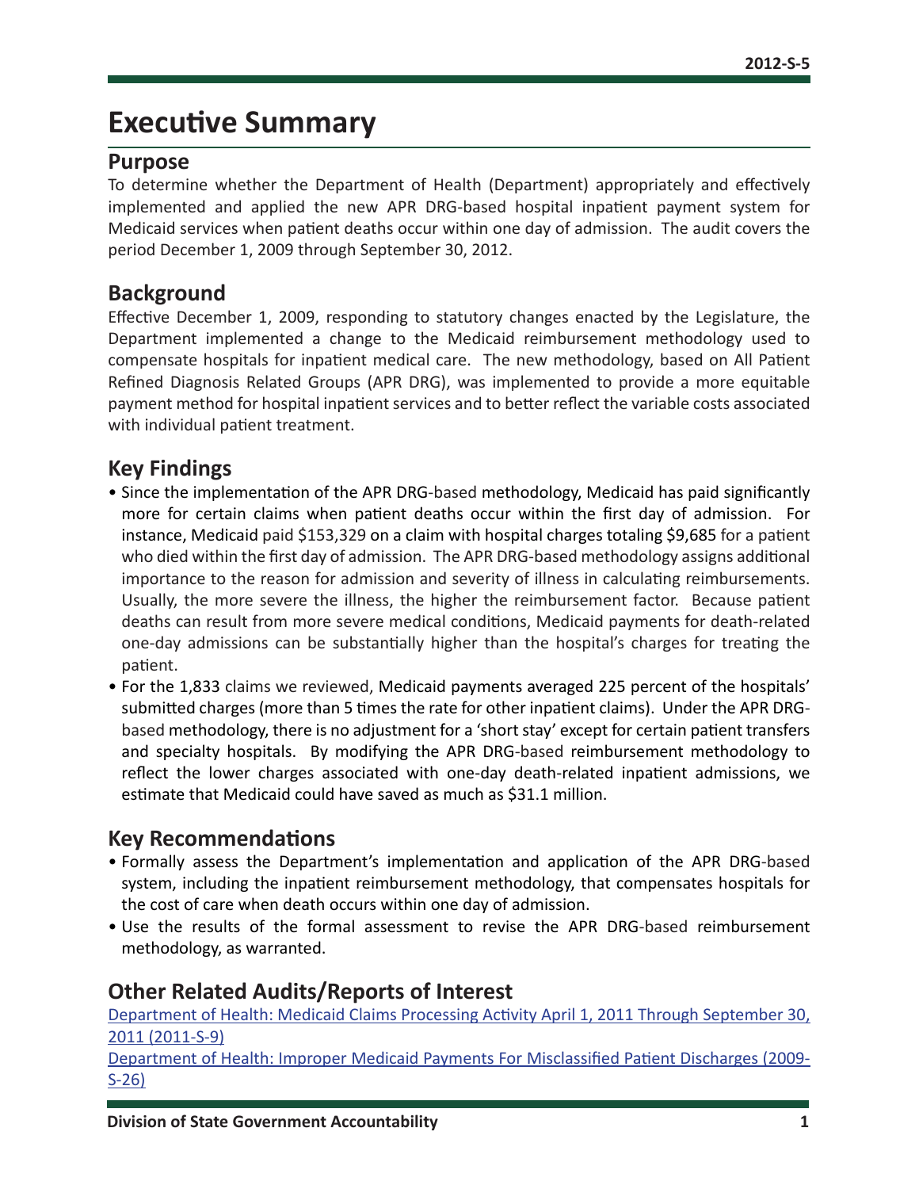# Executive Summary

## Purpose

To determine whether the Department of Health (Department) appropriately and effectively implemented and applied the new APR DRG-based hospital inpatient payment system for Medicaid services when patient deaths occur within one day of admission. The audit covers the period December 1, 2009 through September 30, 2012.

## Background

Effective December 1, 2009, responding to statutory changes enacted by the Legislature, the Department implemented a change to the Medicaid reimbursement methodology used to compensate hospitals for inpatient medical care. The new methodology, based on All Patient Refined Diagnosis Related Groups (APR DRG), was implemented to provide a more equitable payment method for hospital inpatient services and to better reflect the variable costs associated with individual patient treatment.

## Key Findings

- Since the implementation of the APR DRG-based methodology, Medicaid has paid significantly more for certain claims when patient deaths occur within the first day of admission. For instance, Medicaid paid $153,329 on a claim with hospital charges totaling $9,685 for a patient who died within the first day of admission. The APR DRG-based methodology assigns additional importance to the reason for admission and severity of illness in calculating reimbursements. Usually, the more severe the illness, the higher the reimbursement factor. Because patient deaths can result from more severe medical conditions, Medicaid payments for death-related one-day admissions can be substantially higher than the hospital's charges for treating the patient.
- For the 1,833 claims we reviewed, Medicaid payments averaged 225 percent of the hospitals' submitted charges (more than 5 times the rate for other inpatient claims). Under the APR DRG-based methodology, there is no adjustment for a 'short stay' except for certain patient transfers and specialty hospitals. By modifying the APR DRG-based reimbursement methodology to reflect the lower charges associated with one-day death-related inpatient admissions, we estimate that Medicaid could have saved as much as $31.1 million.

## Key Recommendations

- Formally assess the Department's implementation and application of the APR DRG-based system, including the inpatient reimbursement methodology, that compensates hospitals for the cost of care when death occurs within one day of admission.
- Use the results of the formal assessment to revise the APR DRG-based reimbursement methodology, as warranted.

## Other Related Audits/Reports of Interest

Department of Health: Medicaid Claims Processing Activity April 1, 2011 Through September 30, 2011 (2011-S-9)

Department of Health: Improper Medicaid Payments For Misclassified Patient Discharges (2009-S-26)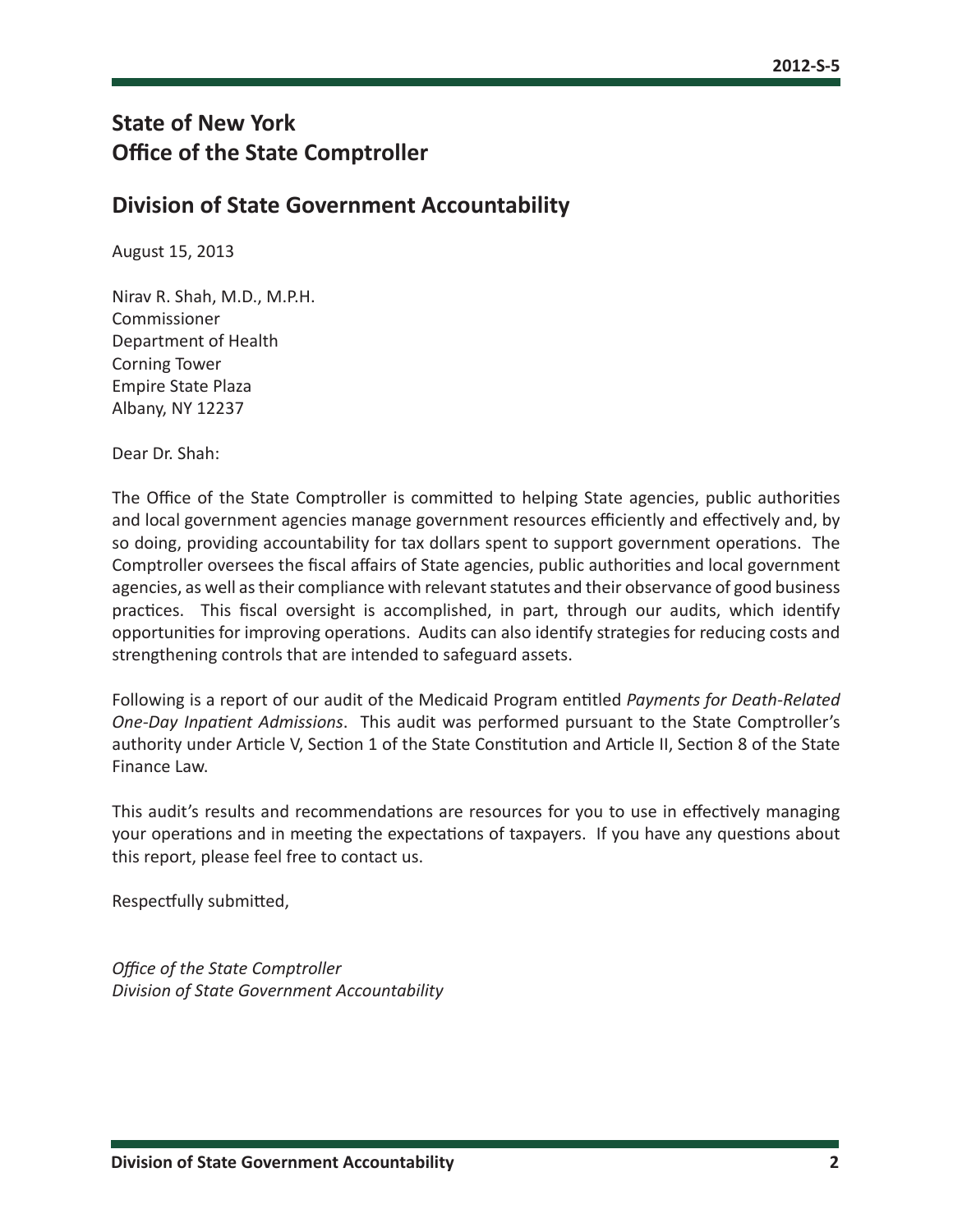# State of New York
# Office of the State Comptroller

## Division of State Government Accountability

August 15, 2013

Nirav R. Shah, M.D., M.P.H.
Commissioner
Department of Health
Corning Tower
Empire State Plaza
Albany, NY 12237

Dear Dr. Shah:

The Office of the State Comptroller is committed to helping State agencies, public authorities and local government agencies manage government resources efficiently and effectively and, by so doing, providing accountability for tax dollars spent to support government operations. The Comptroller oversees the fiscal affairs of State agencies, public authorities and local government agencies, as well as their compliance with relevant statutes and their observance of good business practices. This fiscal oversight is accomplished, in part, through our audits, which identify opportunities for improving operations. Audits can also identify strategies for reducing costs and strengthening controls that are intended to safeguard assets.

Following is a report of our audit of the Medicaid Program entitled *Payments for Death-Related One-Day Inpatient Admissions*. This audit was performed pursuant to the State Comptroller's authority under Article V, Section 1 of the State Constitution and Article II, Section 8 of the State Finance Law.

This audit's results and recommendations are resources for you to use in effectively managing your operations and in meeting the expectations of taxpayers. If you have any questions about this report, please feel free to contact us.

Respectfully submitted,

*Office of the State Comptroller*
*Division of State Government Accountability*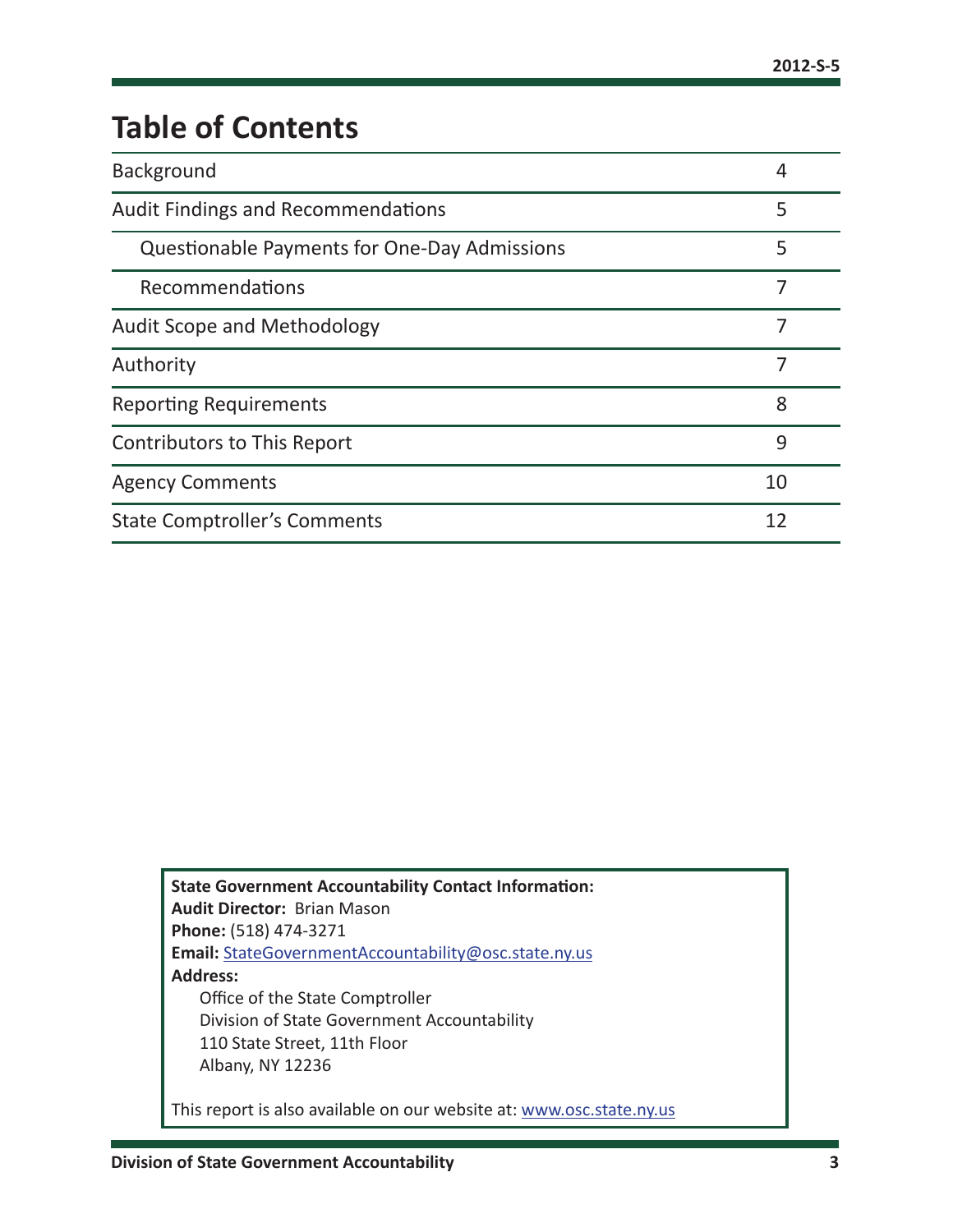# Table of Contents

| | |
|---|---|
| Background | 4 |
| Audit Findings and Recommendations | 5 |
| Questionable Payments for One-Day Admissions | 5 |
| Recommendations | 7 |
| Audit Scope and Methodology | 7 |
| Authority | 7 |
| Reporting Requirements | 8 |
| Contributors to This Report | 9 |
| Agency Comments | 10 |
| State Comptroller's Comments | 12 |

**State Government Accountability Contact Information:**
**Audit Director:** Brian Mason
**Phone:** (518) 474-3271
**Email:** StateGovernmentAccountability@osc.state.ny.us
**Address:**
Office of the State Comptroller
Division of State Government Accountability
110 State Street, 11th Floor
Albany, NY 12236

This report is also available on our website at: www.osc.state.ny.us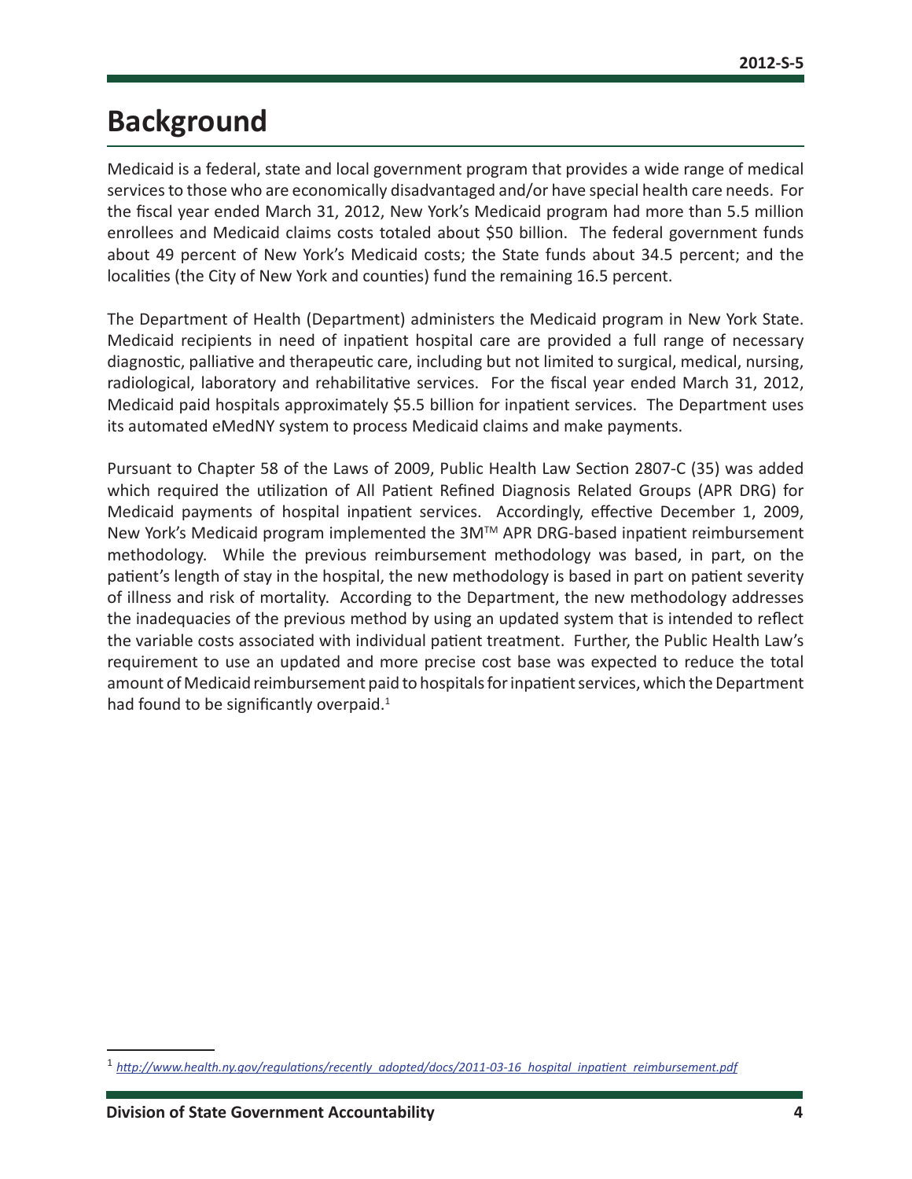# Background

Medicaid is a federal, state and local government program that provides a wide range of medical services to those who are economically disadvantaged and/or have special health care needs. For the fiscal year ended March 31, 2012, New York's Medicaid program had more than 5.5 million enrollees and Medicaid claims costs totaled about $50 billion. The federal government funds about 49 percent of New York's Medicaid costs; the State funds about 34.5 percent; and the localities (the City of New York and counties) fund the remaining 16.5 percent.

The Department of Health (Department) administers the Medicaid program in New York State. Medicaid recipients in need of inpatient hospital care are provided a full range of necessary diagnostic, palliative and therapeutic care, including but not limited to surgical, medical, nursing, radiological, laboratory and rehabilitative services. For the fiscal year ended March 31, 2012, Medicaid paid hospitals approximately $5.5 billion for inpatient services. The Department uses its automated eMedNY system to process Medicaid claims and make payments.

Pursuant to Chapter 58 of the Laws of 2009, Public Health Law Section 2807-C (35) was added which required the utilization of All Patient Refined Diagnosis Related Groups (APR DRG) for Medicaid payments of hospital inpatient services. Accordingly, effective December 1, 2009, New York's Medicaid program implemented the 3M™ APR DRG-based inpatient reimbursement methodology. While the previous reimbursement methodology was based, in part, on the patient's length of stay in the hospital, the new methodology is based in part on patient severity of illness and risk of mortality. According to the Department, the new methodology addresses the inadequacies of the previous method by using an updated system that is intended to reflect the variable costs associated with individual patient treatment. Further, the Public Health Law's requirement to use an updated and more precise cost base was expected to reduce the total amount of Medicaid reimbursement paid to hospitals for inpatient services, which the Department had found to be significantly overpaid.[1]

[1] *http://www.health.ny.gov/regulations/recently_adopted/docs/2011-03-16_hospital_inpatient_reimbursement.pdf*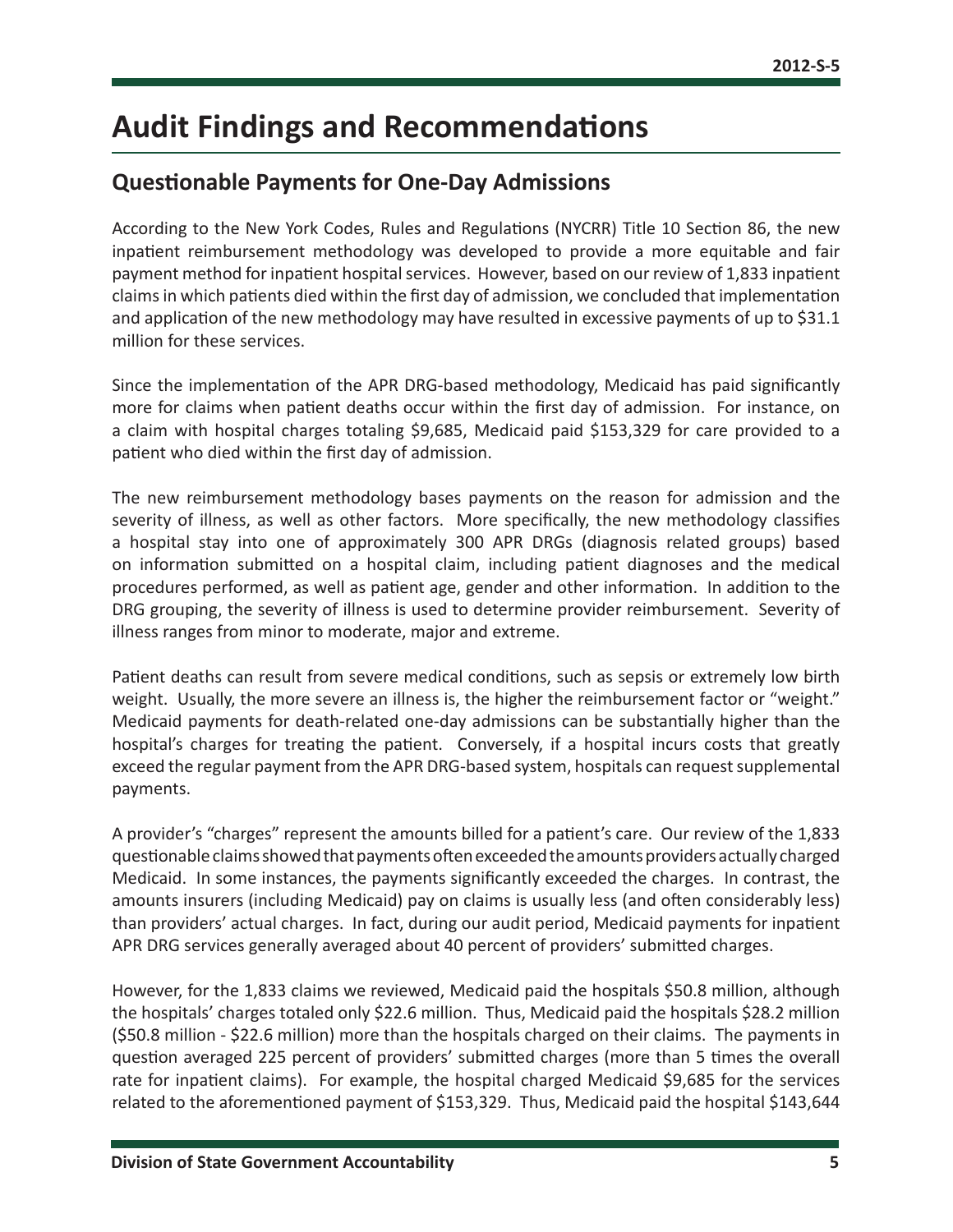# Audit Findings and Recommendations

## Questionable Payments for One-Day Admissions

According to the New York Codes, Rules and Regulations (NYCRR) Title 10 Section 86, the new inpatient reimbursement methodology was developed to provide a more equitable and fair payment method for inpatient hospital services. However, based on our review of 1,833 inpatient claims in which patients died within the first day of admission, we concluded that implementation and application of the new methodology may have resulted in excessive payments of up to $31.1 million for these services.

Since the implementation of the APR DRG-based methodology, Medicaid has paid significantly more for claims when patient deaths occur within the first day of admission. For instance, on a claim with hospital charges totaling $9,685, Medicaid paid $153,329 for care provided to a patient who died within the first day of admission.

The new reimbursement methodology bases payments on the reason for admission and the severity of illness, as well as other factors. More specifically, the new methodology classifies a hospital stay into one of approximately 300 APR DRGs (diagnosis related groups) based on information submitted on a hospital claim, including patient diagnoses and the medical procedures performed, as well as patient age, gender and other information. In addition to the DRG grouping, the severity of illness is used to determine provider reimbursement. Severity of illness ranges from minor to moderate, major and extreme.

Patient deaths can result from severe medical conditions, such as sepsis or extremely low birth weight. Usually, the more severe an illness is, the higher the reimbursement factor or "weight." Medicaid payments for death-related one-day admissions can be substantially higher than the hospital's charges for treating the patient. Conversely, if a hospital incurs costs that greatly exceed the regular payment from the APR DRG-based system, hospitals can request supplemental payments.

A provider's "charges" represent the amounts billed for a patient's care. Our review of the 1,833 questionable claims showed that payments often exceeded the amounts providers actually charged Medicaid. In some instances, the payments significantly exceeded the charges. In contrast, the amounts insurers (including Medicaid) pay on claims is usually less (and often considerably less) than providers' actual charges. In fact, during our audit period, Medicaid payments for inpatient APR DRG services generally averaged about 40 percent of providers' submitted charges.

However, for the 1,833 claims we reviewed, Medicaid paid the hospitals $50.8 million, although the hospitals' charges totaled only $22.6 million. Thus, Medicaid paid the hospitals $28.2 million ($50.8 million - $22.6 million) more than the hospitals charged on their claims. The payments in question averaged 225 percent of providers' submitted charges (more than 5 times the overall rate for inpatient claims). For example, the hospital charged Medicaid $9,685 for the services related to the aforementioned payment of $153,329. Thus, Medicaid paid the hospital $143,644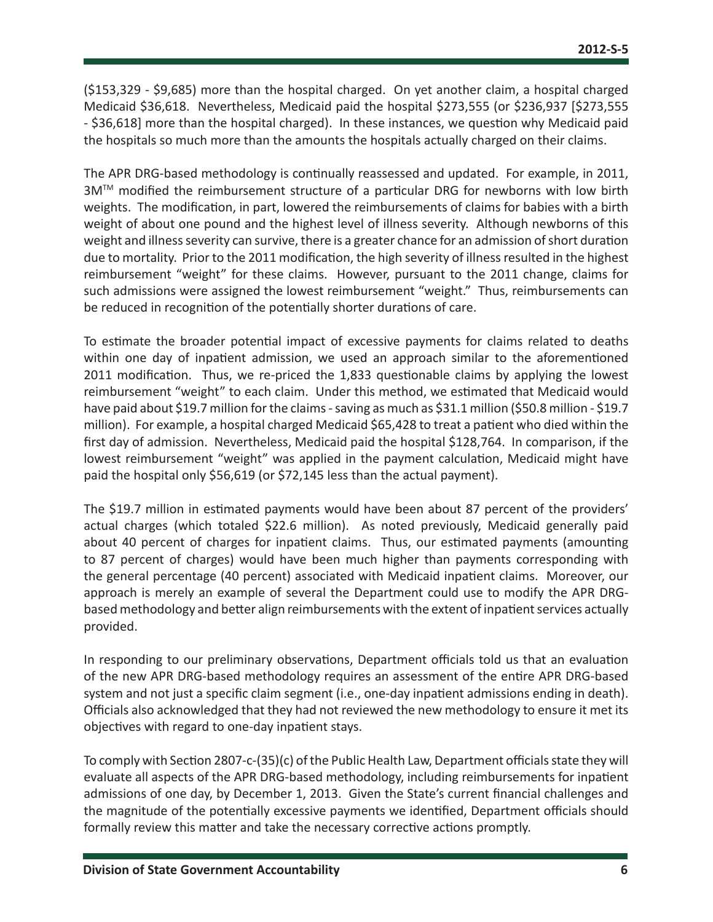($153,329 - $9,685) more than the hospital charged. On yet another claim, a hospital charged Medicaid $36,618. Nevertheless, Medicaid paid the hospital $273,555 (or $236,937 [$273,555 - $36,618] more than the hospital charged). In these instances, we question why Medicaid paid the hospitals so much more than the amounts the hospitals actually charged on their claims.

The APR DRG-based methodology is continually reassessed and updated. For example, in 2011, 3M™ modified the reimbursement structure of a particular DRG for newborns with low birth weights. The modification, in part, lowered the reimbursements of claims for babies with a birth weight of about one pound and the highest level of illness severity. Although newborns of this weight and illness severity can survive, there is a greater chance for an admission of short duration due to mortality. Prior to the 2011 modification, the high severity of illness resulted in the highest reimbursement "weight" for these claims. However, pursuant to the 2011 change, claims for such admissions were assigned the lowest reimbursement "weight." Thus, reimbursements can be reduced in recognition of the potentially shorter durations of care.

To estimate the broader potential impact of excessive payments for claims related to deaths within one day of inpatient admission, we used an approach similar to the aforementioned 2011 modification. Thus, we re-priced the 1,833 questionable claims by applying the lowest reimbursement "weight" to each claim. Under this method, we estimated that Medicaid would have paid about $19.7 million for the claims - saving as much as $31.1 million ($50.8 million - $19.7 million). For example, a hospital charged Medicaid $65,428 to treat a patient who died within the first day of admission. Nevertheless, Medicaid paid the hospital $128,764. In comparison, if the lowest reimbursement "weight" was applied in the payment calculation, Medicaid might have paid the hospital only $56,619 (or $72,145 less than the actual payment).

The $19.7 million in estimated payments would have been about 87 percent of the providers' actual charges (which totaled $22.6 million). As noted previously, Medicaid generally paid about 40 percent of charges for inpatient claims. Thus, our estimated payments (amounting to 87 percent of charges) would have been much higher than payments corresponding with the general percentage (40 percent) associated with Medicaid inpatient claims. Moreover, our approach is merely an example of several the Department could use to modify the APR DRG-based methodology and better align reimbursements with the extent of inpatient services actually provided.

In responding to our preliminary observations, Department officials told us that an evaluation of the new APR DRG-based methodology requires an assessment of the entire APR DRG-based system and not just a specific claim segment (i.e., one-day inpatient admissions ending in death). Officials also acknowledged that they had not reviewed the new methodology to ensure it met its objectives with regard to one-day inpatient stays.

To comply with Section 2807-c-(35)(c) of the Public Health Law, Department officials state they will evaluate all aspects of the APR DRG-based methodology, including reimbursements for inpatient admissions of one day, by December 1, 2013. Given the State's current financial challenges and the magnitude of the potentially excessive payments we identified, Department officials should formally review this matter and take the necessary corrective actions promptly.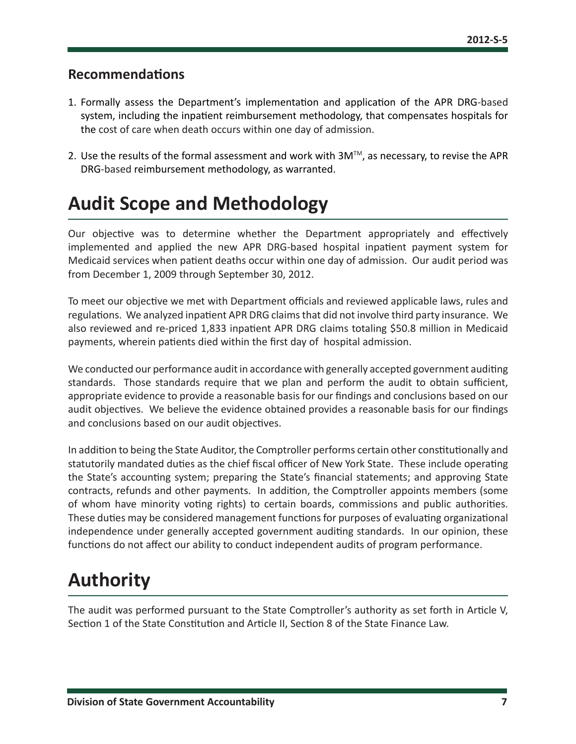## Recommendations

1. Formally assess the Department's implementation and application of the APR DRG-based system, including the inpatient reimbursement methodology, that compensates hospitals for the cost of care when death occurs within one day of admission.
2. Use the results of the formal assessment and work with 3M™, as necessary, to revise the APR DRG-based reimbursement methodology, as warranted.

# Audit Scope and Methodology

Our objective was to determine whether the Department appropriately and effectively implemented and applied the new APR DRG-based hospital inpatient payment system for Medicaid services when patient deaths occur within one day of admission. Our audit period was from December 1, 2009 through September 30, 2012.

To meet our objective we met with Department officials and reviewed applicable laws, rules and regulations. We analyzed inpatient APR DRG claims that did not involve third party insurance. We also reviewed and re-priced 1,833 inpatient APR DRG claims totaling $50.8 million in Medicaid payments, wherein patients died within the first day of hospital admission.

We conducted our performance audit in accordance with generally accepted government auditing standards. Those standards require that we plan and perform the audit to obtain sufficient, appropriate evidence to provide a reasonable basis for our findings and conclusions based on our audit objectives. We believe the evidence obtained provides a reasonable basis for our findings and conclusions based on our audit objectives.

In addition to being the State Auditor, the Comptroller performs certain other constitutionally and statutorily mandated duties as the chief fiscal officer of New York State. These include operating the State's accounting system; preparing the State's financial statements; and approving State contracts, refunds and other payments. In addition, the Comptroller appoints members (some of whom have minority voting rights) to certain boards, commissions and public authorities. These duties may be considered management functions for purposes of evaluating organizational independence under generally accepted government auditing standards. In our opinion, these functions do not affect our ability to conduct independent audits of program performance.

# Authority

The audit was performed pursuant to the State Comptroller's authority as set forth in Article V, Section 1 of the State Constitution and Article II, Section 8 of the State Finance Law.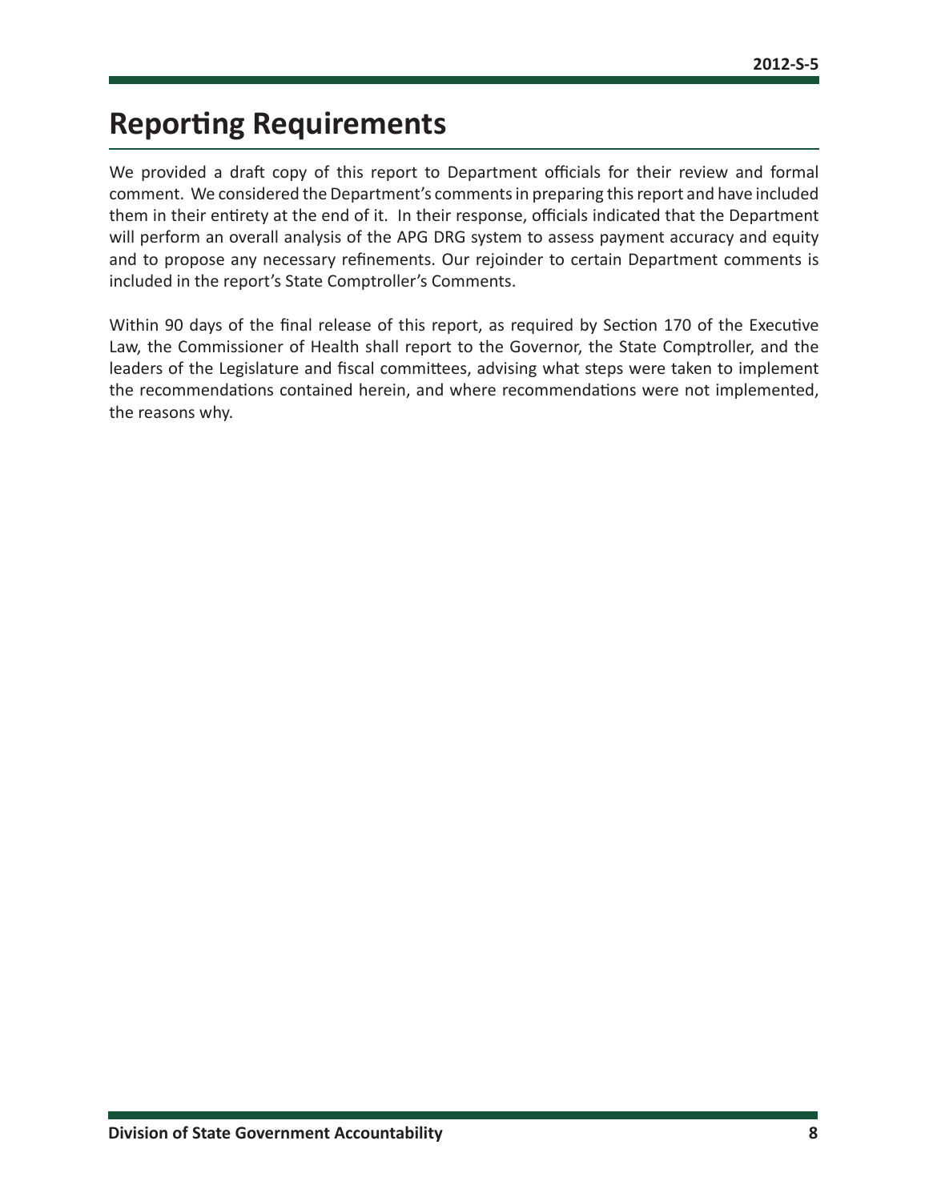# Reporting Requirements

We provided a draft copy of this report to Department officials for their review and formal comment. We considered the Department's comments in preparing this report and have included them in their entirety at the end of it. In their response, officials indicated that the Department will perform an overall analysis of the APG DRG system to assess payment accuracy and equity and to propose any necessary refinements. Our rejoinder to certain Department comments is included in the report's State Comptroller's Comments.

Within 90 days of the final release of this report, as required by Section 170 of the Executive Law, the Commissioner of Health shall report to the Governor, the State Comptroller, and the leaders of the Legislature and fiscal committees, advising what steps were taken to implement the recommendations contained herein, and where recommendations were not implemented, the reasons why.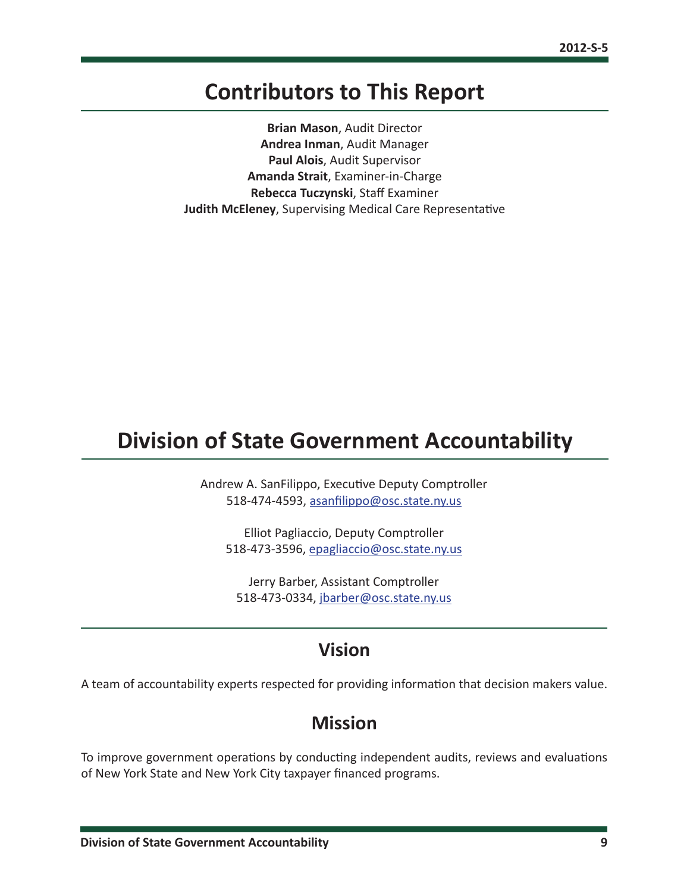# Contributors to This Report

**Brian Mason**, Audit Director
**Andrea Inman**, Audit Manager
**Paul Alois**, Audit Supervisor
**Amanda Strait**, Examiner-in-Charge
**Rebecca Tuczynski**, Staff Examiner
**Judith McEleney**, Supervising Medical Care Representative

# Division of State Government Accountability

Andrew A. SanFilippo, Executive Deputy Comptroller
518-474-4593, asanfilippo@osc.state.ny.us

Elliot Pagliaccio, Deputy Comptroller
518-473-3596, epagliaccio@osc.state.ny.us

Jerry Barber, Assistant Comptroller
518-473-0334, jbarber@osc.state.ny.us

## Vision

A team of accountability experts respected for providing information that decision makers value.

## Mission

To improve government operations by conducting independent audits, reviews and evaluations of New York State and New York City taxpayer financed programs.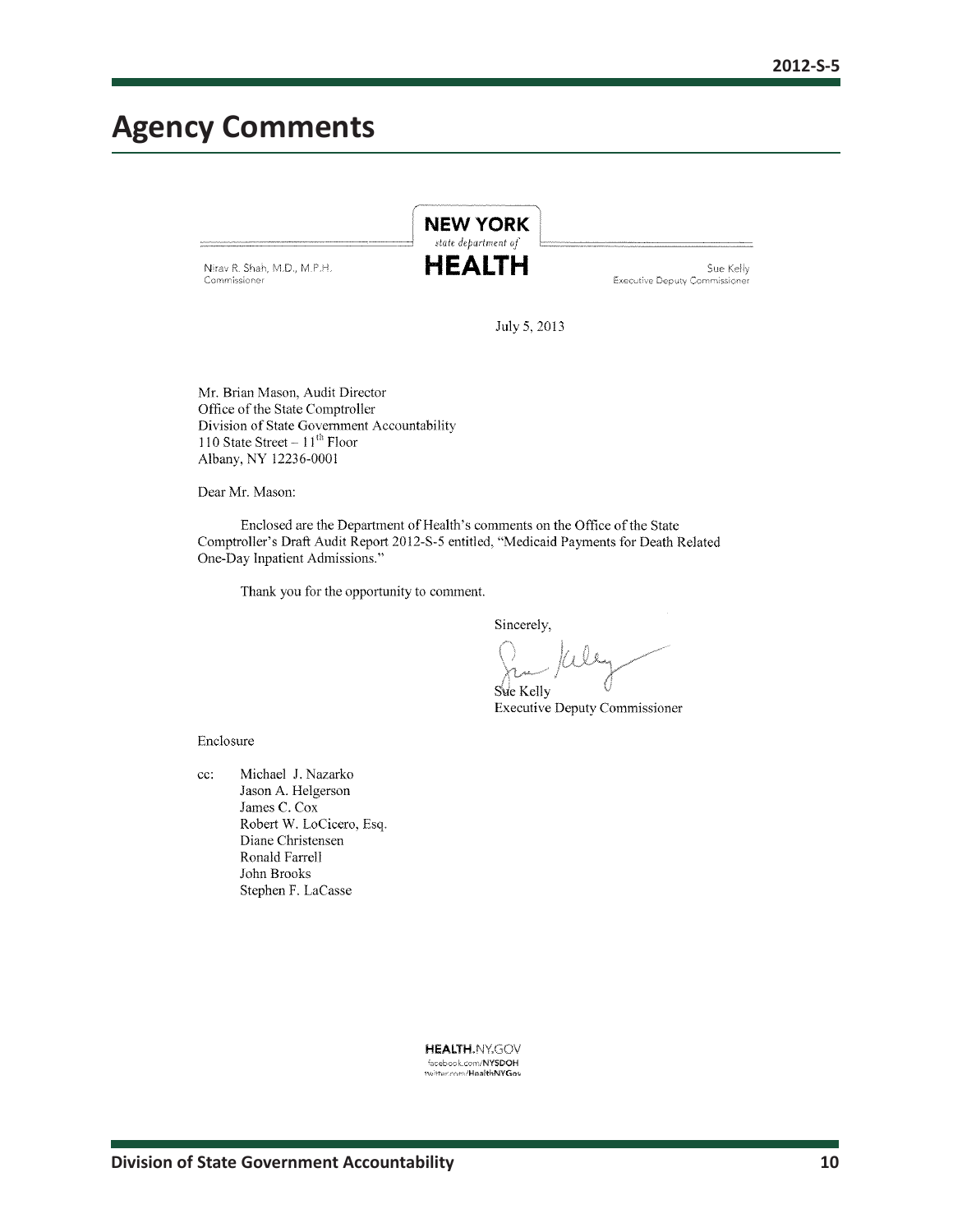# Agency Comments

NEW YORK
*state department of*
HEALTH

Nirav R. Shah, M.D., M.P.H.
Commissioner

Sue Kelly
Executive Deputy Commissioner

July 5, 2013

Mr. Brian Mason, Audit Director
Office of the State Comptroller
Division of State Government Accountability
110 State Street – 11th Floor
Albany, NY 12236-0001

Dear Mr. Mason:

Enclosed are the Department of Health's comments on the Office of the State Comptroller's Draft Audit Report 2012-S-5 entitled, "Medicaid Payments for Death Related One-Day Inpatient Admissions."

Thank you for the opportunity to comment.

Sincerely,

Sue Kelly
Executive Deputy Commissioner

Enclosure

cc: Michael J. Nazarko
Jason A. Helgerson
James C. Cox
Robert W. LoCicero, Esq.
Diane Christensen
Ronald Farrell
John Brooks
Stephen F. LaCasse

HEALTH.NY.GOV
facebook.com/NYSDOH
twitter.com/HealthNYGov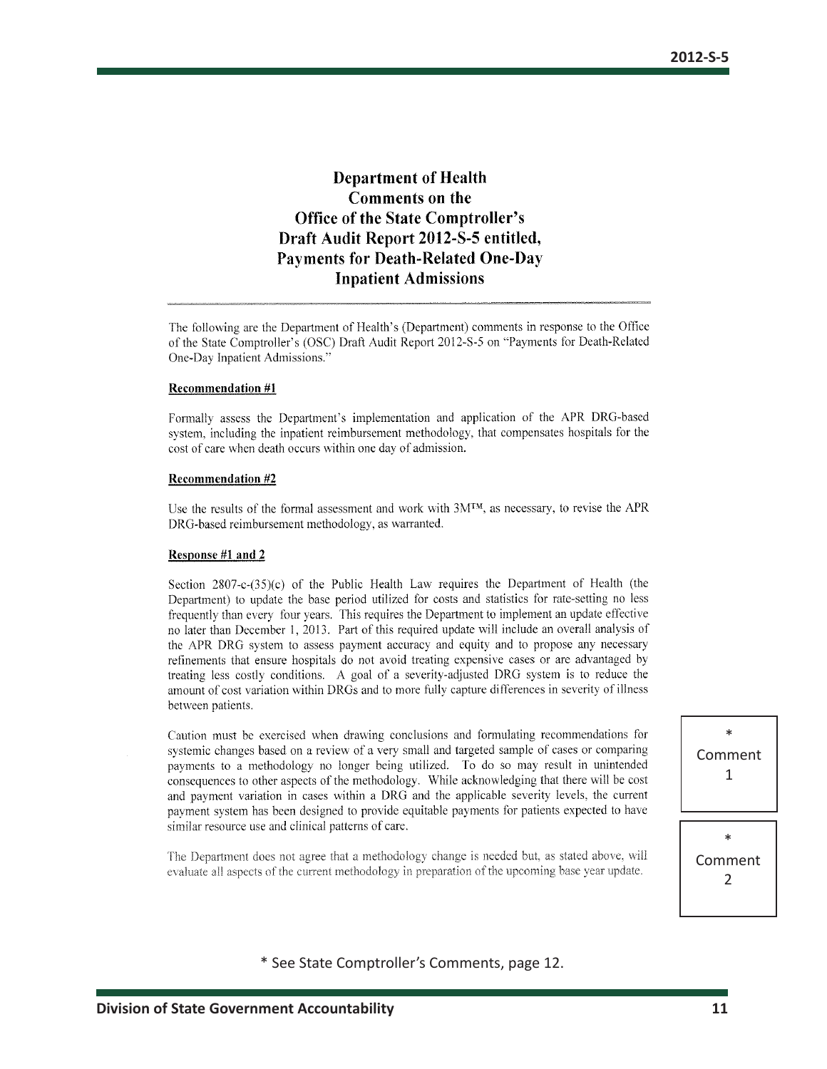# Department of Health Comments on the Office of the State Comptroller's Draft Audit Report 2012-S-5 entitled, Payments for Death-Related One-Day Inpatient Admissions

The following are the Department of Health's (Department) comments in response to the Office of the State Comptroller's (OSC) Draft Audit Report 2012-S-5 on "Payments for Death-Related One-Day Inpatient Admissions."

**Recommendation #1**

Formally assess the Department's implementation and application of the APR DRG-based system, including the inpatient reimbursement methodology, that compensates hospitals for the cost of care when death occurs within one day of admission.

**Recommendation #2**

Use the results of the formal assessment and work with 3M™, as necessary, to revise the APR DRG-based reimbursement methodology, as warranted.

**Response #1 and 2**

Section 2807-c-(35)(c) of the Public Health Law requires the Department of Health (the Department) to update the base period utilized for costs and statistics for rate-setting no less frequently than every four years. This requires the Department to implement an update effective no later than December 1, 2013. Part of this required update will include an overall analysis of the APR DRG system to assess payment accuracy and equity and to propose any necessary refinements that ensure hospitals do not avoid treating expensive cases or are advantaged by treating less costly conditions. A goal of a severity-adjusted DRG system is to reduce the amount of cost variation within DRGs and to more fully capture differences in severity of illness between patients.

Caution must be exercised when drawing conclusions and formulating recommendations for systemic changes based on a review of a very small and targeted sample of cases or comparing payments to a methodology no longer being utilized. To do so may result in unintended consequences to other aspects of the methodology. While acknowledging that there will be cost and payment variation in cases within a DRG and the applicable severity levels, the current payment system has been designed to provide equitable payments for patients expected to have similar resource use and clinical patterns of care. *Comment 1

The Department does not agree that a methodology change is needed but, as stated above, will evaluate all aspects of the current methodology in preparation of the upcoming base year update. *Comment 2

\* See State Comptroller's Comments, page 12.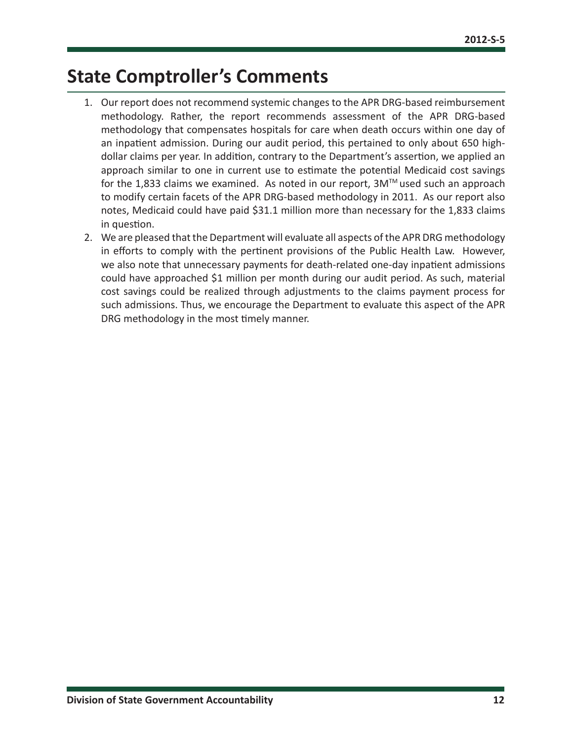# State Comptroller's Comments

1. Our report does not recommend systemic changes to the APR DRG-based reimbursement methodology. Rather, the report recommends assessment of the APR DRG-based methodology that compensates hospitals for care when death occurs within one day of an inpatient admission. During our audit period, this pertained to only about 650 high-dollar claims per year. In addition, contrary to the Department's assertion, we applied an approach similar to one in current use to estimate the potential Medicaid cost savings for the 1,833 claims we examined. As noted in our report, 3M™ used such an approach to modify certain facets of the APR DRG-based methodology in 2011. As our report also notes, Medicaid could have paid $31.1 million more than necessary for the 1,833 claims in question.
2. We are pleased that the Department will evaluate all aspects of the APR DRG methodology in efforts to comply with the pertinent provisions of the Public Health Law. However, we also note that unnecessary payments for death-related one-day inpatient admissions could have approached $1 million per month during our audit period. As such, material cost savings could be realized through adjustments to the claims payment process for such admissions. Thus, we encourage the Department to evaluate this aspect of the APR DRG methodology in the most timely manner.